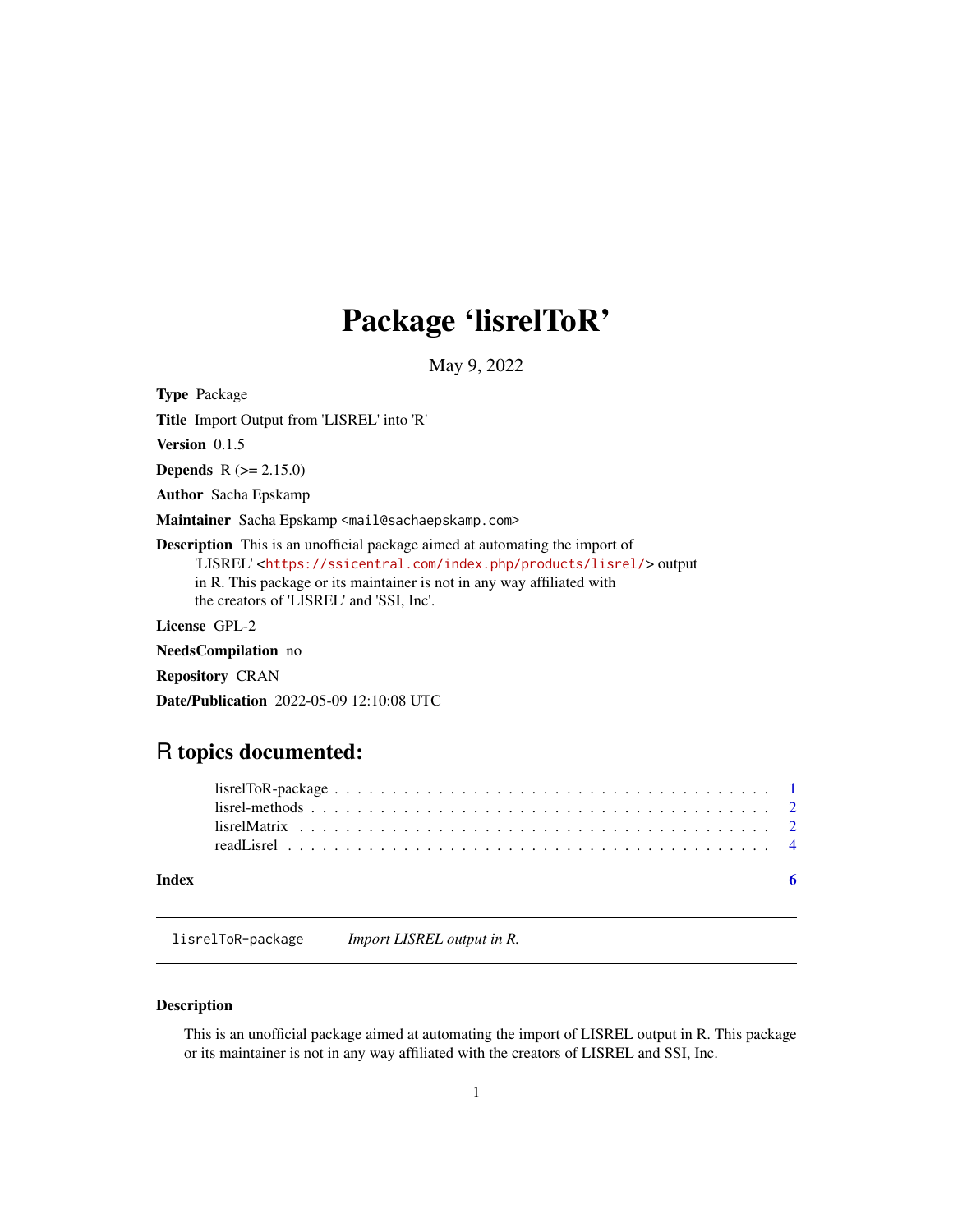# Package 'lisrelToR'

May 9, 2022

**Type** Package

**Title** Import Output from 'LISREL' into 'R'

**Version** 0.1.5

**Depends** R (>= 2.15.0)

**Author** Sacha Epskamp

**Maintainer** Sacha Epskamp <mail@sachaepskamp.com>

**Description** This is an unofficial package aimed at automating the import of 'LISREL' <https://ssicentral.com/index.php/products/lisrel/> output in R. This package or its maintainer is not in any way affiliated with the creators of 'LISREL' and 'SSI, Inc'.

**License** GPL-2

**NeedsCompilation** no

**Repository** CRAN

**Date/Publication** 2022-05-09 12:10:08 UTC

## R topics documented:

- lisrelToR-package . . . . . . . . . . . . . . . . . . . . . . . . . . . . . . . . . . . . . 1
- lisrel-methods . . . . . . . . . . . . . . . . . . . . . . . . . . . . . . . . . . . . . . . 2
- lisrelMatrix . . . . . . . . . . . . . . . . . . . . . . . . . . . . . . . . . . . . . . . . 2
- readLisrel . . . . . . . . . . . . . . . . . . . . . . . . . . . . . . . . . . . . . . . . . 4

**Index** 6

---

`lisrelToR-package` *Import LISREL output in R.*

---

### Description

This is an unofficial package aimed at automating the import of LISREL output in R. This package or its maintainer is not in any way affiliated with the creators of LISREL and SSI, Inc.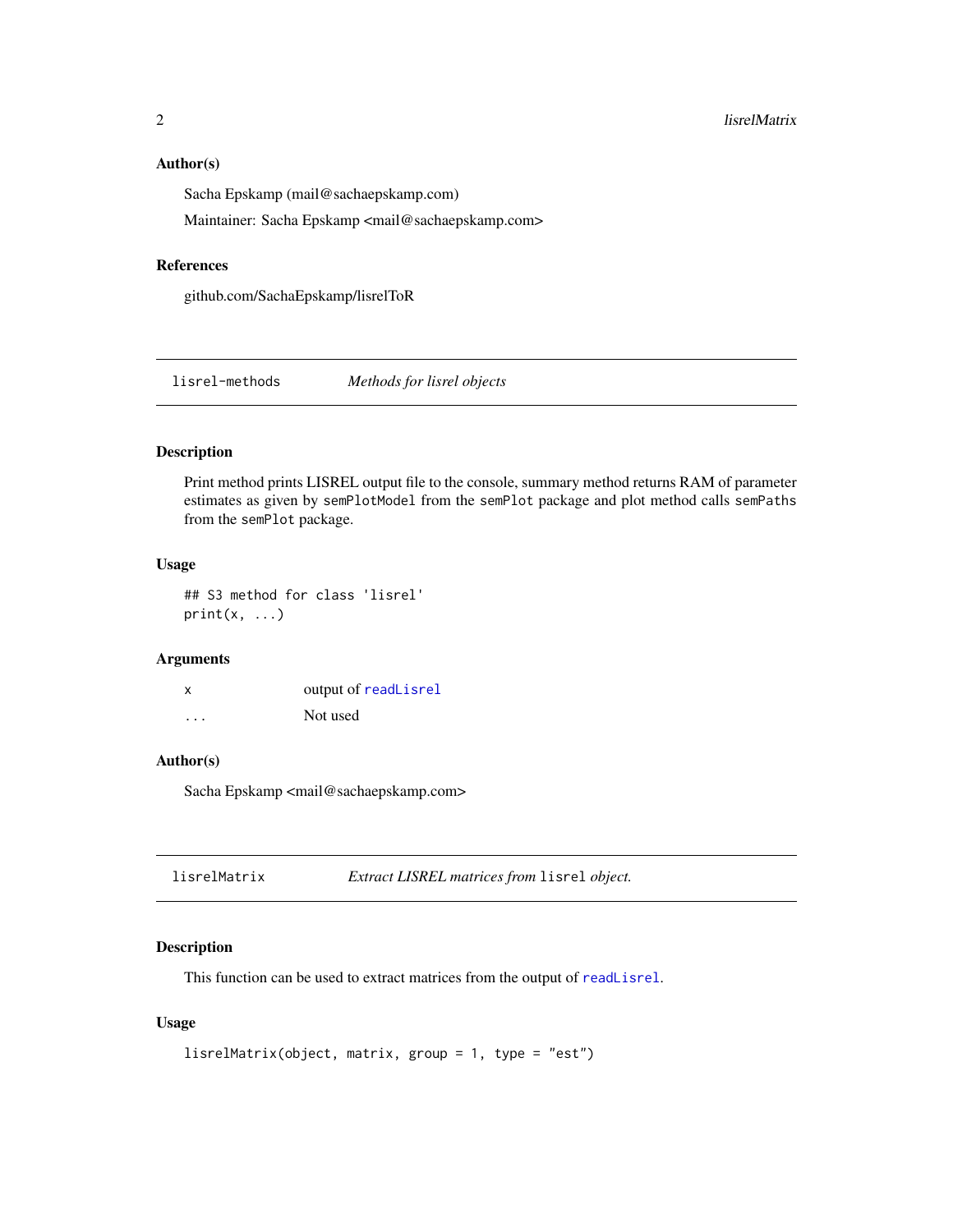### Author(s)

Sacha Epskamp (mail@sachaepskamp.com)

Maintainer: Sacha Epskamp <mail@sachaepskamp.com>

### References

github.com/SachaEpskamp/lisrelToR

---

## lisrel-methods *Methods for lisrel objects*

---

### Description

Print method prints LISREL output file to the console, summary method returns RAM of parameter estimates as given by `semPlotModel` from the `semPlot` package and plot method calls `semPaths` from the `semPlot` package.

### Usage

```
## S3 method for class 'lisrel'
print(x, ...)
```

### Arguments

| | |
|---|---|
| `x` | output of `readLisrel` |
| `...` | Not used |

### Author(s)

Sacha Epskamp <mail@sachaepskamp.com>

---

## lisrelMatrix *Extract LISREL matrices from* `lisrel` *object.*

---

### Description

This function can be used to extract matrices from the output of `readLisrel`.

### Usage

```
lisrelMatrix(object, matrix, group = 1, type = "est")
```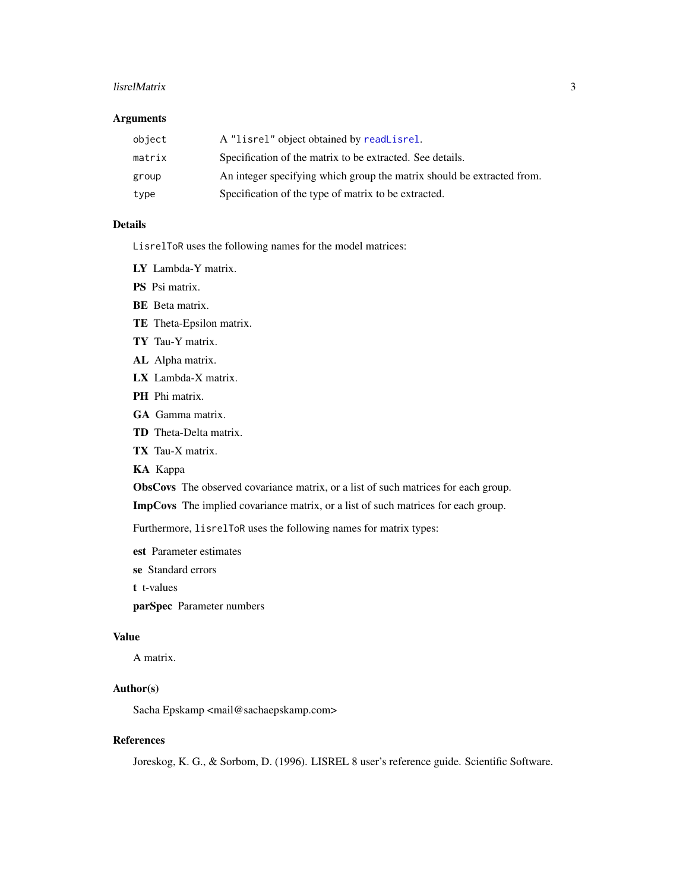## Arguments

| | |
|---|---|
| `object` | A `"lisrel"` object obtained by `readLisrel`. |
| `matrix` | Specification of the matrix to be extracted. See details. |
| `group` | An integer specifying which group the matrix should be extracted from. |
| `type` | Specification of the type of matrix to be extracted. |

## Details

`LisrelToR` uses the following names for the model matrices:

**LY** Lambda-Y matrix.

**PS** Psi matrix.

**BE** Beta matrix.

**TE** Theta-Epsilon matrix.

**TY** Tau-Y matrix.

**AL** Alpha matrix.

**LX** Lambda-X matrix.

**PH** Phi matrix.

**GA** Gamma matrix.

**TD** Theta-Delta matrix.

**TX** Tau-X matrix.

**KA** Kappa

**ObsCovs** The observed covariance matrix, or a list of such matrices for each group.

**ImpCovs** The implied covariance matrix, or a list of such matrices for each group.

Furthermore, `lisrelToR` uses the following names for matrix types:

**est** Parameter estimates

**se** Standard errors

**t** t-values

**parSpec** Parameter numbers

## Value

A matrix.

## Author(s)

Sacha Epskamp <mail@sachaepskamp.com>

## References

Joreskog, K. G., & Sorbom, D. (1996). LISREL 8 user's reference guide. Scientific Software.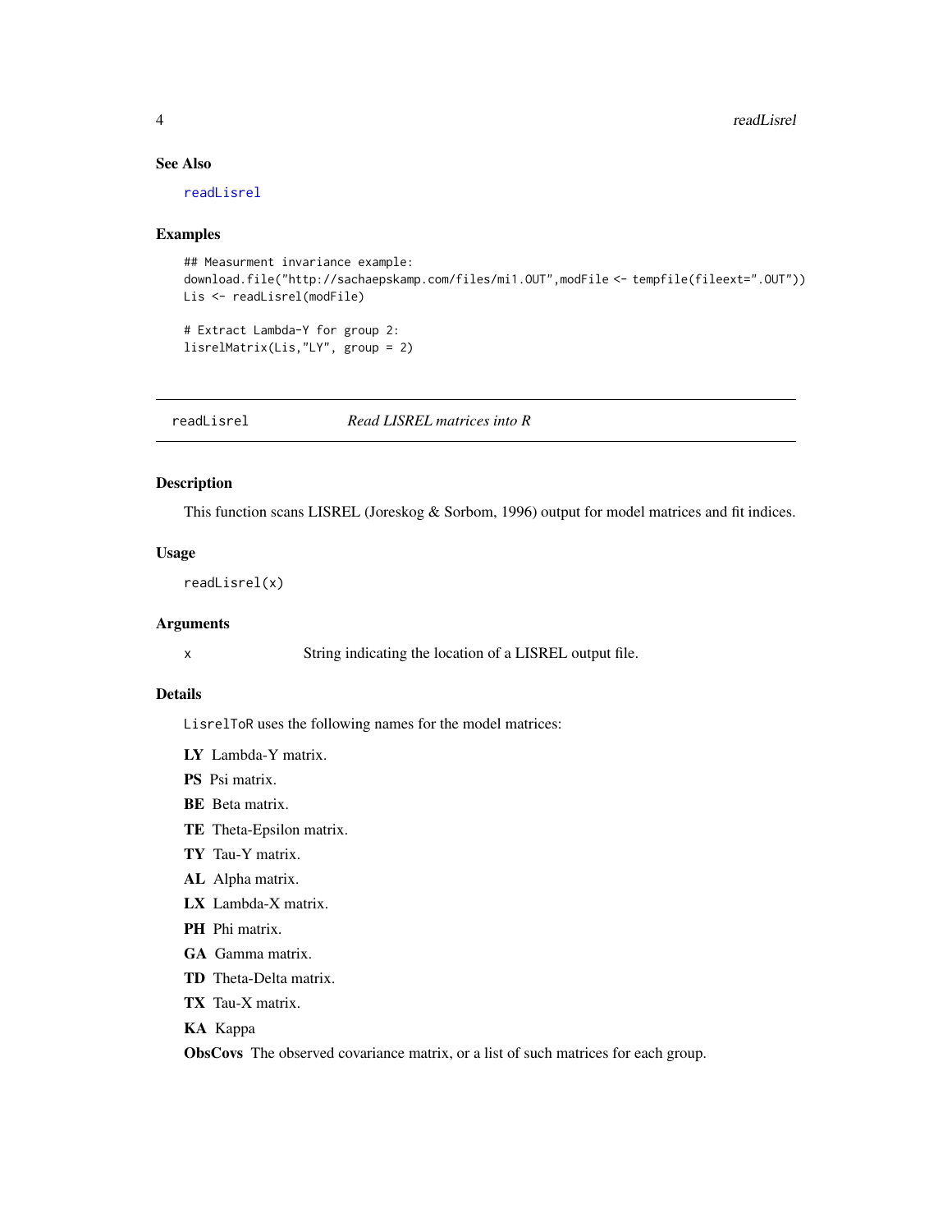### See Also

readLisrel

### Examples

```
## Measurment invariance example:
download.file("http://sachaepskamp.com/files/mi1.OUT",modFile <- tempfile(fileext=".OUT"))
Lis <- readLisrel(modFile)

# Extract Lambda-Y for group 2:
lisrelMatrix(Lis,"LY", group = 2)
```

---

## readLisrel *Read LISREL matrices into R*

### Description

This function scans LISREL (Joreskog & Sorbom, 1996) output for model matrices and fit indices.

### Usage

```
readLisrel(x)
```

### Arguments

| | |
|---|---|
| x | String indicating the location of a LISREL output file. |

### Details

LisrelToR uses the following names for the model matrices:

**LY** Lambda-Y matrix.

**PS** Psi matrix.

**BE** Beta matrix.

**TE** Theta-Epsilon matrix.

**TY** Tau-Y matrix.

**AL** Alpha matrix.

**LX** Lambda-X matrix.

**PH** Phi matrix.

**GA** Gamma matrix.

**TD** Theta-Delta matrix.

**TX** Tau-X matrix.

**KA** Kappa

**ObsCovs** The observed covariance matrix, or a list of such matrices for each group.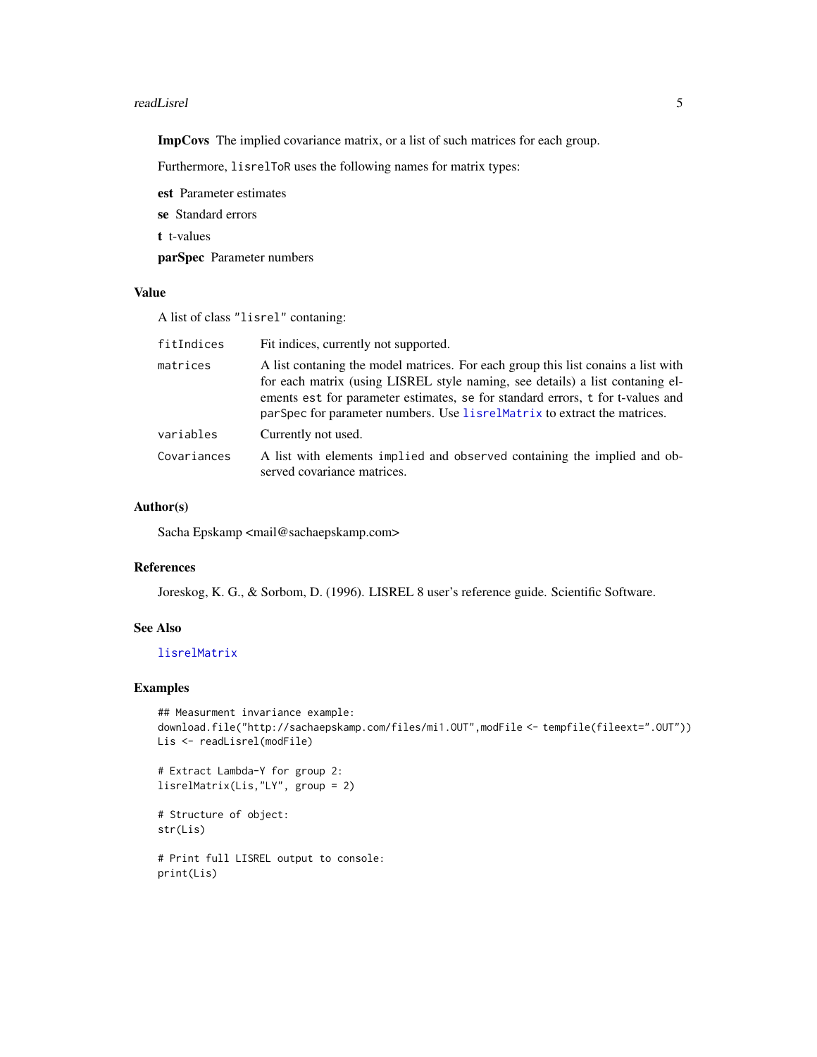**ImpCovs** The implied covariance matrix, or a list of such matrices for each group.

Furthermore, `lisrelToR` uses the following names for matrix types:

**est** Parameter estimates

**se** Standard errors

**t** t-values

**parSpec** Parameter numbers

### Value

A list of class "lisrel" contaning:

| | |
|---|---|
| `fitIndices` | Fit indices, currently not supported. |
| `matrices` | A list contaning the model matrices. For each group this list conains a list with for each matrix (using LISREL style naming, see details) a list contaning elements `est` for parameter estimates, `se` for standard errors, `t` for t-values and `parSpec` for parameter numbers. Use `lisrelMatrix` to extract the matrices. |
| `variables` | Currently not used. |
| `Covariances` | A list with elements `implied` and `observed` containing the implied and observed covariance matrices. |

### Author(s)

Sacha Epskamp <mail@sachaepskamp.com>

### References

Joreskog, K. G., & Sorbom, D. (1996). LISREL 8 user's reference guide. Scientific Software.

### See Also

`lisrelMatrix`

### Examples

```
## Measurment invariance example:
download.file("http://sachaepskamp.com/files/mi1.OUT",modFile <- tempfile(fileext=".OUT"))
Lis <- readLisrel(modFile)

# Extract Lambda-Y for group 2:
lisrelMatrix(Lis,"LY", group = 2)

# Structure of object:
str(Lis)

# Print full LISREL output to console:
print(Lis)
```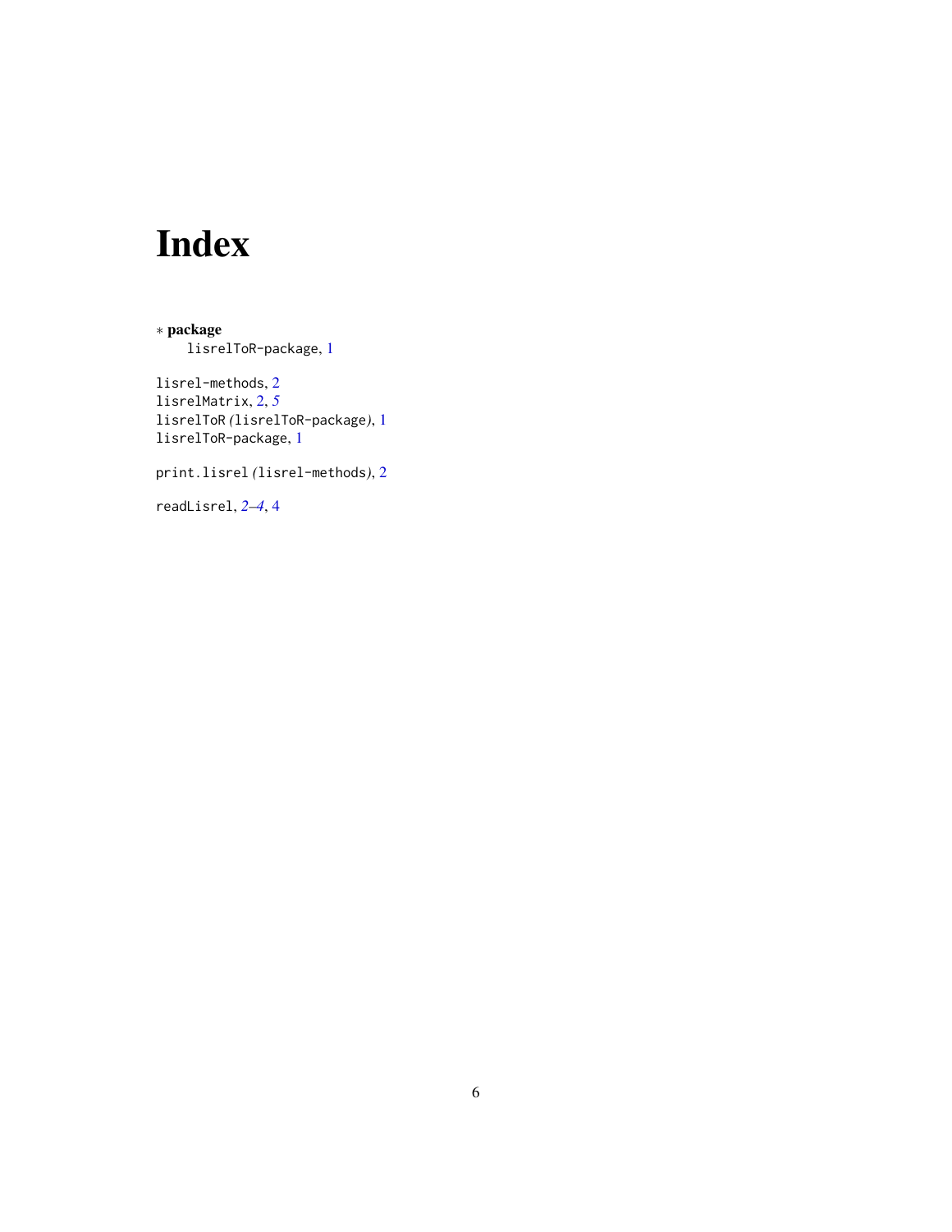# Index

∗ **package**
    lisrelToR-package, 1

lisrel-methods, 2
lisrelMatrix, 2, *5*
lisrelToR *(*lisrelToR-package*)*, 1
lisrelToR-package, 1

print.lisrel *(*lisrel-methods*)*, 2

readLisrel, *2–4*, 4